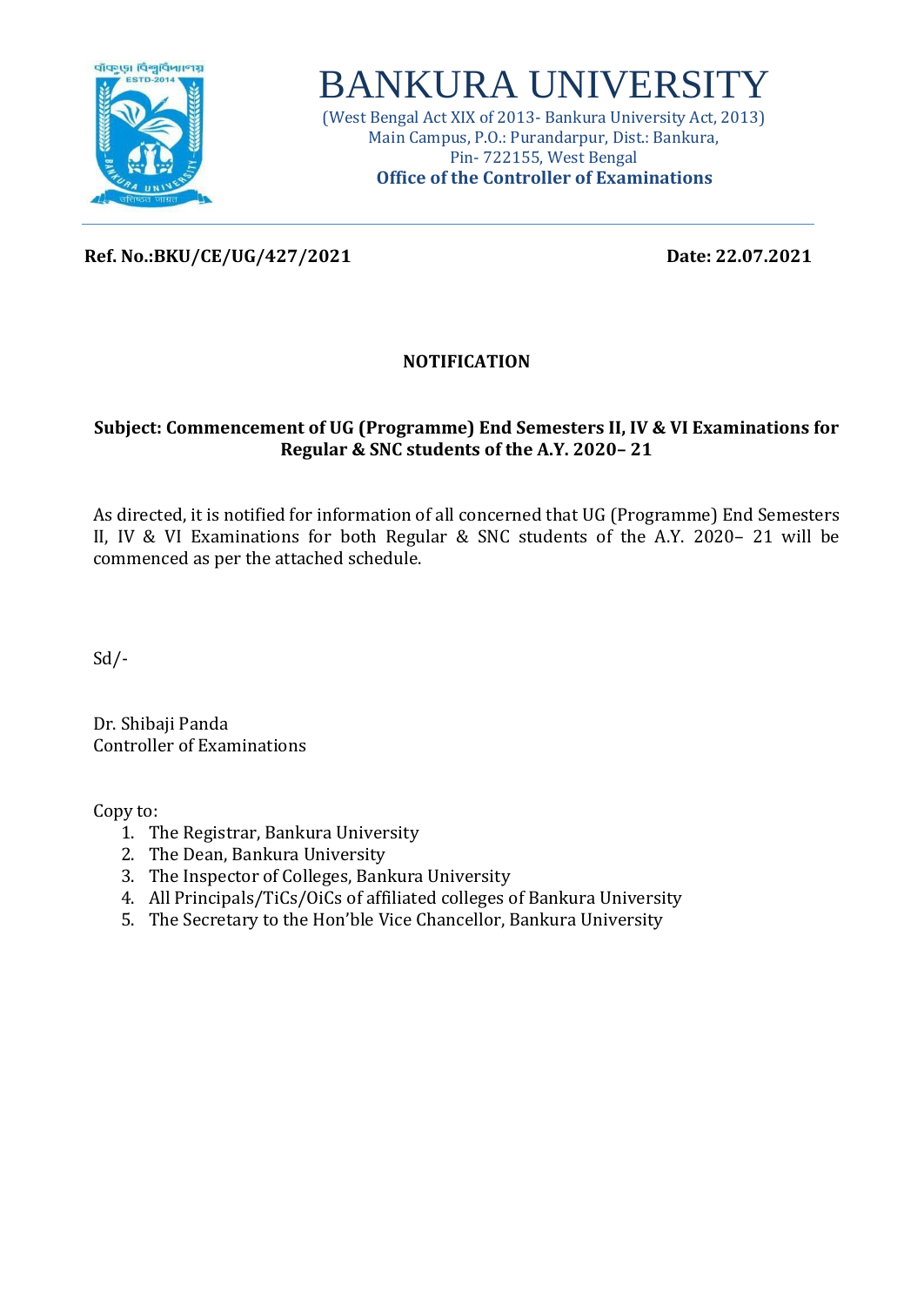# BANKURA UNIVERSITY

(West Bengal Act XIX of 2013- Bankura University Act, 2013)
Main Campus, P.O.: Purandarpur, Dist.: Bankura,
Pin- 722155, West Bengal
**Office of the Controller of Examinations**

---

**Ref. No.:BKU/CE/UG/427/2021** **Date: 22.07.2021**

## NOTIFICATION

**Subject: Commencement of UG (Programme) End Semesters II, IV & VI Examinations for Regular & SNC students of the A.Y. 2020– 21**

As directed, it is notified for information of all concerned that UG (Programme) End Semesters II, IV & VI Examinations for both Regular & SNC students of the A.Y. 2020– 21 will be commenced as per the attached schedule.

Sd/-

Dr. Shibaji Panda
Controller of Examinations

Copy to:

1. The Registrar, Bankura University
2. The Dean, Bankura University
3. The Inspector of Colleges, Bankura University
4. All Principals/TiCs/OiCs of affiliated colleges of Bankura University
5. The Secretary to the Hon'ble Vice Chancellor, Bankura University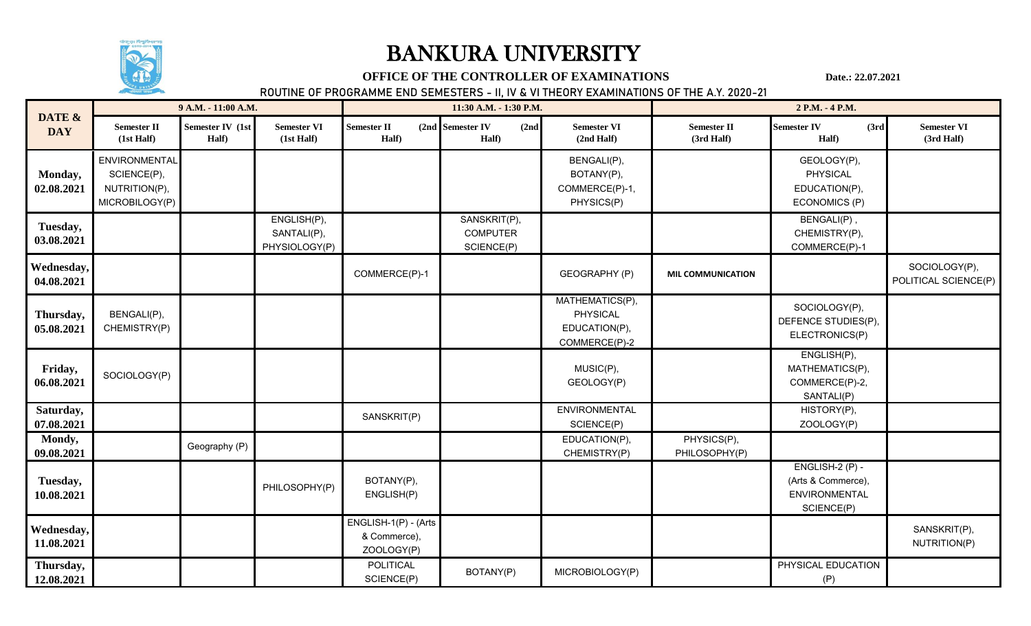# BANKURA UNIVERSITY

**OFFICE OF THE CONTROLLER OF EXAMINATIONS**

**Date.: 22.07.2021**

ROUTINE OF PROGRAMME END SEMESTERS - II, IV & VI THEORY EXAMINATIONS OF THE A.Y. 2020-21

| DATE & DAY | 9 A.M. - 11:00 A.M. | | | 11:30 A.M. - 1:30 P.M. | | | 2 P.M. - 4 P.M. | | |
|---|---|---|---|---|---|---|---|---|---|
| | Semester II (1st Half) | Semester IV (1st Half) | Semester VI (1st Half) | Semester II (2nd Half) | Semester IV (2nd Half) | Semester VI (2nd Half) | Semester II (3rd Half) | Semester IV (3rd Half) | Semester VI (3rd Half) |
| **Monday, 02.08.2021** | ENVIRONMENTAL SCIENCE(P), NUTRITION(P), MICROBILOGY(P) | | | | | BENGALI(P), BOTANY(P), COMMERCE(P)-1, PHYSICS(P) | | GEOLOGY(P), PHYSICAL EDUCATION(P), ECONOMICS (P) | |
| **Tuesday, 03.08.2021** | | | ENGLISH(P), SANTALI(P), PHYSIOLOGY(P) | | SANSKRIT(P), COMPUTER SCIENCE(P) | | | BENGALI(P) , CHEMISTRY(P), COMMERCE(P)-1 | |
| **Wednesday, 04.08.2021** | | | | COMMERCE(P)-1 | | GEOGRAPHY (P) | **MIL COMMUNICATION** | | SOCIOLOGY(P), POLITICAL SCIENCE(P) |
| **Thursday, 05.08.2021** | BENGALI(P), CHEMISTRY(P) | | | | | MATHEMATICS(P), PHYSICAL EDUCATION(P), COMMERCE(P)-2 | | SOCIOLOGY(P), DEFENCE STUDIES(P), ELECTRONICS(P) | |
| **Friday, 06.08.2021** | SOCIOLOGY(P) | | | | | MUSIC(P), GEOLOGY(P) | | ENGLISH(P), MATHEMATICS(P), COMMERCE(P)-2, SANTALI(P) | |
| **Saturday, 07.08.2021** | | | | SANSKRIT(P) | | ENVIRONMENTAL SCIENCE(P) | | HISTORY(P), ZOOLOGY(P) | |
| **Mondy, 09.08.2021** | | Geography (P) | | | | EDUCATION(P), CHEMISTRY(P) | PHYSICS(P), PHILOSOPHY(P) | | |
| **Tuesday, 10.08.2021** | | | PHILOSOPHY(P) | BOTANY(P), ENGLISH(P) | | | | ENGLISH-2 (P) - (Arts & Commerce), ENVIRONMENTAL SCIENCE(P) | |
| **Wednesday, 11.08.2021** | | | | ENGLISH-1(P) - (Arts & Commerce), ZOOLOGY(P) | | | | | SANSKRIT(P), NUTRITION(P) |
| **Thursday, 12.08.2021** | | | | POLITICAL SCIENCE(P) | BOTANY(P) | MICROBIOLOGY(P) | | PHYSICAL EDUCATION (P) | |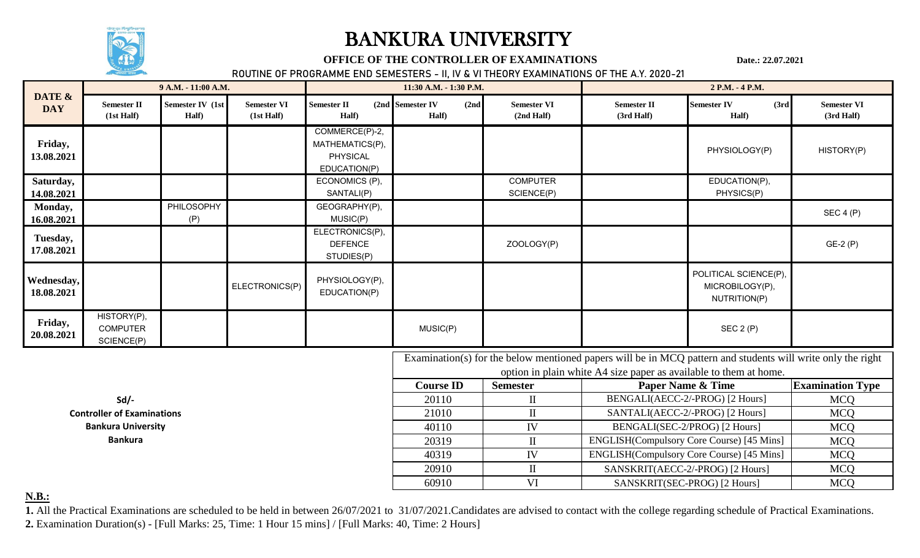# BANKURA UNIVERSITY

**OFFICE OF THE CONTROLLER OF EXAMINATIONS** **Date.: 22.07.2021**

ROUTINE OF PROGRAMME END SEMESTERS - II, IV & VI THEORY EXAMINATIONS OF THE A.Y. 2020-21

| DATE & DAY | 9 A.M. - 11:00 A.M. | | | 11:30 A.M. - 1:30 P.M. | | | 2 P.M. - 4 P.M. | | |
|---|---|---|---|---|---|---|---|---|---|
| | **Semester II (1st Half)** | **Semester IV (1st Half)** | **Semester VI (1st Half)** | **Semester II (2nd Half)** | **Semester IV (2nd Half)** | **Semester VI (2nd Half)** | **Semester II (3rd Half)** | **Semester IV (3rd Half)** | **Semester VI (3rd Half)** |
| **Friday, 13.08.2021** | | | | COMMERCE(P)-2, MATHEMATICS(P), PHYSICAL EDUCATION(P) | | | | PHYSIOLOGY(P) | HISTORY(P) |
| **Saturday, 14.08.2021** | | | | ECONOMICS (P), SANTALI(P) | | COMPUTER SCIENCE(P) | | EDUCATION(P), PHYSICS(P) | |
| **Monday, 16.08.2021** | | PHILOSOPHY (P) | | GEOGRAPHY(P), MUSIC(P) | | | | | SEC 4 (P) |
| **Tuesday, 17.08.2021** | | | | ELECTRONICS(P), DEFENCE STUDIES(P) | | ZOOLOGY(P) | | | GE-2 (P) |
| **Wednesday, 18.08.2021** | | | ELECTRONICS(P) | PHYSIOLOGY(P), EDUCATION(P) | | | | POLITICAL SCIENCE(P), MICROBILOGY(P), NUTRITION(P) | |
| **Friday, 20.08.2021** | HISTORY(P), COMPUTER SCIENCE(P) | | | | MUSIC(P) | | | SEC 2 (P) | |

Examination(s) for the below mentioned papers will be in MCQ pattern and students will write only the right option in plain white A4 size paper as available to them at home.

| Course ID | Semester | Paper Name & Time | Examination Type |
|---|---|---|---|
| 20110 | II | BENGALI(AECC-2/-PROG) [2 Hours] | MCQ |
| 21010 | II | SANTALI(AECC-2/-PROG) [2 Hours] | MCQ |
| 40110 | IV | BENGALI(SEC-2/PROG) [2 Hours] | MCQ |
| 20319 | II | ENGLISH(Compulsory Core Course) [45 Mins] | MCQ |
| 40319 | IV | ENGLISH(Compulsory Core Course) [45 Mins] | MCQ |
| 20910 | II | SANSKRIT(AECC-2/-PROG) [2 Hours] | MCQ |
| 60910 | VI | SANSKRIT(SEC-PROG) [2 Hours] | MCQ |

**Sd/-**
**Controller of Examinations**
**Bankura University**
**Bankura**

**N.B.:**

**1.** All the Practical Examinations are scheduled to be held in between 26/07/2021 to 31/07/2021.Candidates are advised to contact with the college regarding schedule of Practical Examinations.

**2.** Examination Duration(s) - [Full Marks: 25, Time: 1 Hour 15 mins] / [Full Marks: 40, Time: 2 Hours]